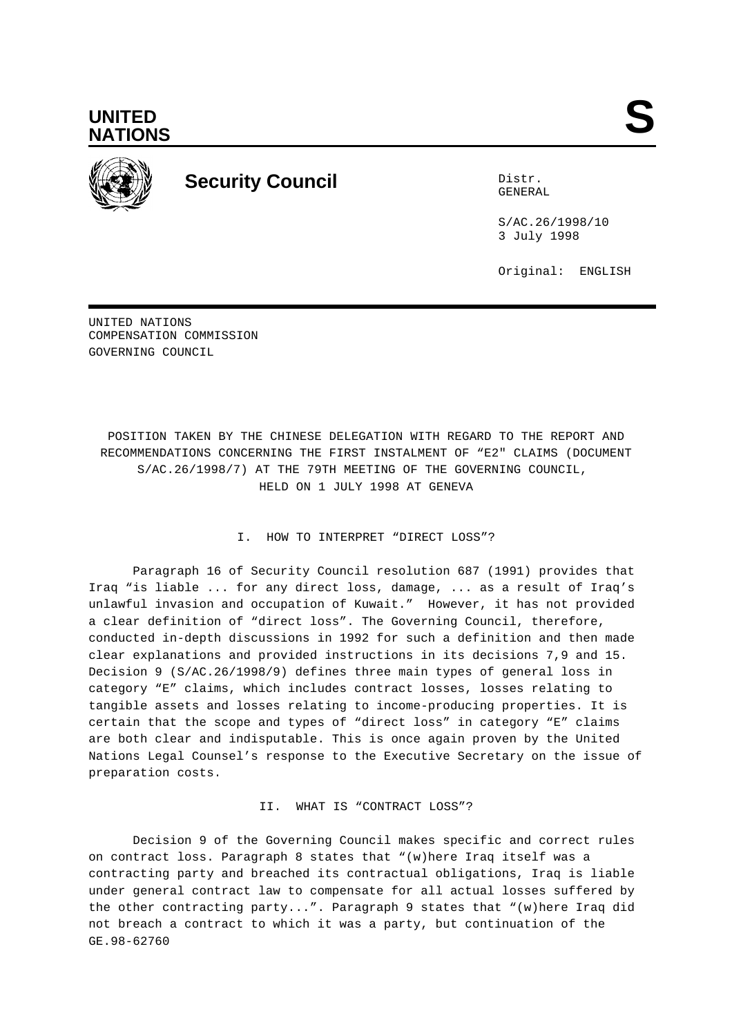UNITED NATIONS

S

# Security Council

Distr.
GENERAL

S/AC.26/1998/10
3 July 1998

Original: ENGLISH

UNITED NATIONS
COMPENSATION COMMISSION
GOVERNING COUNCIL

## POSITION TAKEN BY THE CHINESE DELEGATION WITH REGARD TO THE REPORT AND RECOMMENDATIONS CONCERNING THE FIRST INSTALMENT OF "E2" CLAIMS (DOCUMENT S/AC.26/1998/7) AT THE 79TH MEETING OF THE GOVERNING COUNCIL, HELD ON 1 JULY 1998 AT GENEVA

### I. HOW TO INTERPRET "DIRECT LOSS"?

Paragraph 16 of Security Council resolution 687 (1991) provides that Iraq "is liable ... for any direct loss, damage, ... as a result of Iraq's unlawful invasion and occupation of Kuwait." However, it has not provided a clear definition of "direct loss". The Governing Council, therefore, conducted in-depth discussions in 1992 for such a definition and then made clear explanations and provided instructions in its decisions 7,9 and 15. Decision 9 (S/AC.26/1998/9) defines three main types of general loss in category "E" claims, which includes contract losses, losses relating to tangible assets and losses relating to income-producing properties. It is certain that the scope and types of "direct loss" in category "E" claims are both clear and indisputable. This is once again proven by the United Nations Legal Counsel's response to the Executive Secretary on the issue of preparation costs.

### II. WHAT IS "CONTRACT LOSS"?

Decision 9 of the Governing Council makes specific and correct rules on contract loss. Paragraph 8 states that "(w)here Iraq itself was a contracting party and breached its contractual obligations, Iraq is liable under general contract law to compensate for all actual losses suffered by the other contracting party...". Paragraph 9 states that "(w)here Iraq did not breach a contract to which it was a party, but continuation of the

GE.98-62760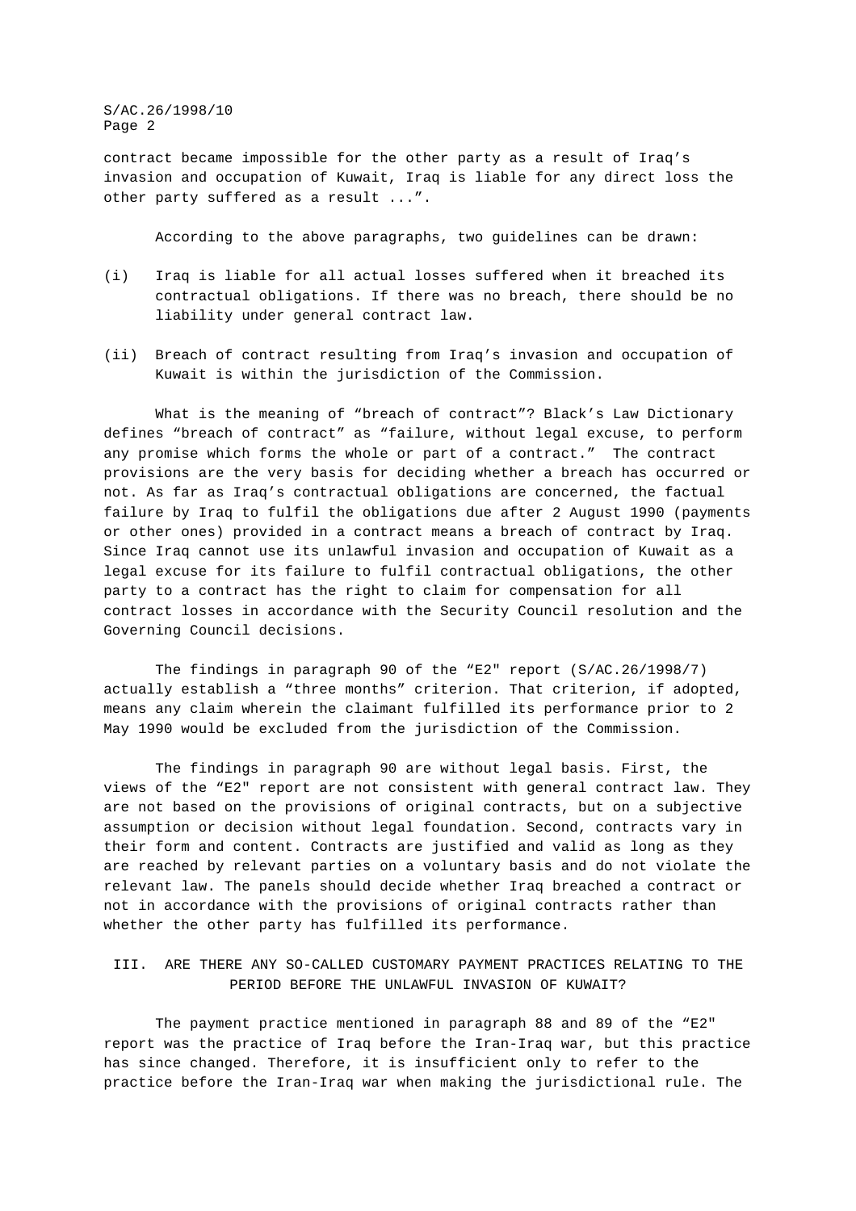contract became impossible for the other party as a result of Iraq's invasion and occupation of Kuwait, Iraq is liable for any direct loss the other party suffered as a result ...".

According to the above paragraphs, two guidelines can be drawn:

(i) Iraq is liable for all actual losses suffered when it breached its contractual obligations. If there was no breach, there should be no liability under general contract law.

(ii) Breach of contract resulting from Iraq's invasion and occupation of Kuwait is within the jurisdiction of the Commission.

What is the meaning of "breach of contract"? Black's Law Dictionary defines "breach of contract" as "failure, without legal excuse, to perform any promise which forms the whole or part of a contract." The contract provisions are the very basis for deciding whether a breach has occurred or not. As far as Iraq's contractual obligations are concerned, the factual failure by Iraq to fulfil the obligations due after 2 August 1990 (payments or other ones) provided in a contract means a breach of contract by Iraq. Since Iraq cannot use its unlawful invasion and occupation of Kuwait as a legal excuse for its failure to fulfil contractual obligations, the other party to a contract has the right to claim for compensation for all contract losses in accordance with the Security Council resolution and the Governing Council decisions.

The findings in paragraph 90 of the "E2" report (S/AC.26/1998/7) actually establish a "three months" criterion. That criterion, if adopted, means any claim wherein the claimant fulfilled its performance prior to 2 May 1990 would be excluded from the jurisdiction of the Commission.

The findings in paragraph 90 are without legal basis. First, the views of the "E2" report are not consistent with general contract law. They are not based on the provisions of original contracts, but on a subjective assumption or decision without legal foundation. Second, contracts vary in their form and content. Contracts are justified and valid as long as they are reached by relevant parties on a voluntary basis and do not violate the relevant law. The panels should decide whether Iraq breached a contract or not in accordance with the provisions of original contracts rather than whether the other party has fulfilled its performance.

## III. ARE THERE ANY SO-CALLED CUSTOMARY PAYMENT PRACTICES RELATING TO THE PERIOD BEFORE THE UNLAWFUL INVASION OF KUWAIT?

The payment practice mentioned in paragraph 88 and 89 of the "E2" report was the practice of Iraq before the Iran-Iraq war, but this practice has since changed. Therefore, it is insufficient only to refer to the practice before the Iran-Iraq war when making the jurisdictional rule. The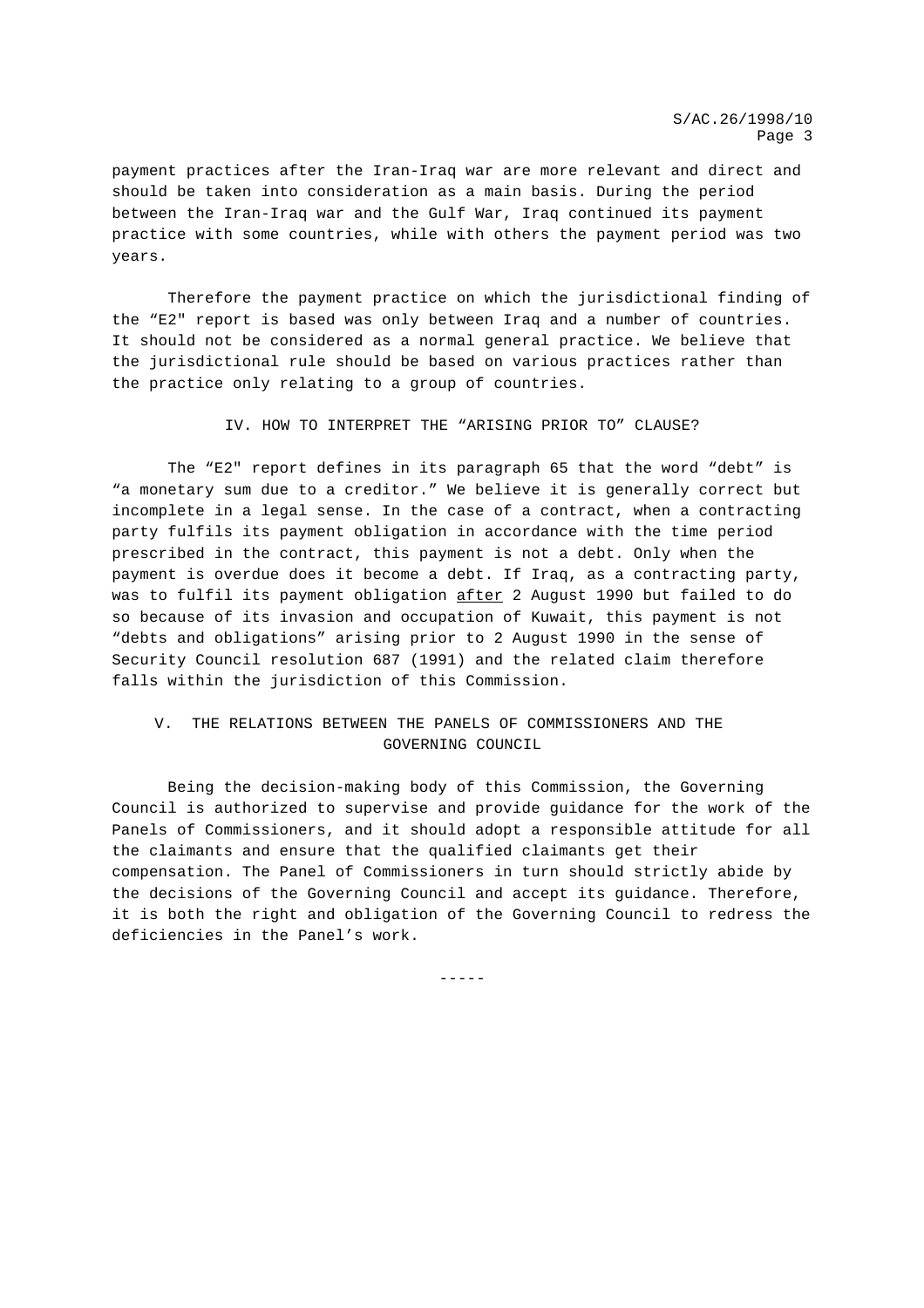payment practices after the Iran-Iraq war are more relevant and direct and should be taken into consideration as a main basis. During the period between the Iran-Iraq war and the Gulf War, Iraq continued its payment practice with some countries, while with others the payment period was two years.

Therefore the payment practice on which the jurisdictional finding of the "E2" report is based was only between Iraq and a number of countries. It should not be considered as a normal general practice. We believe that the jurisdictional rule should be based on various practices rather than the practice only relating to a group of countries.

## IV. HOW TO INTERPRET THE "ARISING PRIOR TO" CLAUSE?

The "E2" report defines in its paragraph 65 that the word "debt" is "a monetary sum due to a creditor." We believe it is generally correct but incomplete in a legal sense. In the case of a contract, when a contracting party fulfils its payment obligation in accordance with the time period prescribed in the contract, this payment is not a debt. Only when the payment is overdue does it become a debt. If Iraq, as a contracting party, was to fulfil its payment obligation <u>after</u> 2 August 1990 but failed to do so because of its invasion and occupation of Kuwait, this payment is not "debts and obligations" arising prior to 2 August 1990 in the sense of Security Council resolution 687 (1991) and the related claim therefore falls within the jurisdiction of this Commission.

## V. THE RELATIONS BETWEEN THE PANELS OF COMMISSIONERS AND THE GOVERNING COUNCIL

Being the decision-making body of this Commission, the Governing Council is authorized to supervise and provide guidance for the work of the Panels of Commissioners, and it should adopt a responsible attitude for all the claimants and ensure that the qualified claimants get their compensation. The Panel of Commissioners in turn should strictly abide by the decisions of the Governing Council and accept its guidance. Therefore, it is both the right and obligation of the Governing Council to redress the deficiencies in the Panel's work.

-----